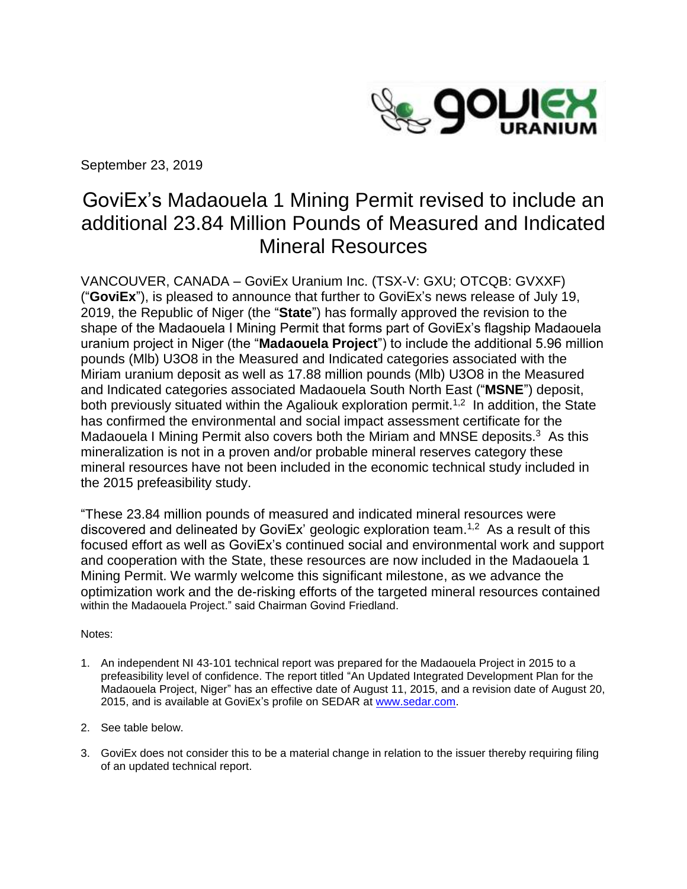September 23, 2019

# GoviEx's Madaouela 1 Mining Permit revised to include an additional 23.84 Million Pounds of Measured and Indicated Mineral Resources

VANCOUVER, CANADA – GoviEx Uranium Inc. (TSX-V: GXU; OTCQB: GVXXF) ("**GoviEx**"), is pleased to announce that further to GoviEx's news release of July 19, 2019, the Republic of Niger (the "**State**") has formally approved the revision to the shape of the Madaouela I Mining Permit that forms part of GoviEx's flagship Madaouela uranium project in Niger (the "**Madaouela Project**") to include the additional 5.96 million pounds (Mlb) U3O8 in the Measured and Indicated categories associated with the Miriam uranium deposit as well as 17.88 million pounds (Mlb) U3O8 in the Measured and Indicated categories associated Madaouela South North East ("**MSNE**") deposit, both previously situated within the Agaliouk exploration permit.[1,2] In addition, the State has confirmed the environmental and social impact assessment certificate for the Madaouela I Mining Permit also covers both the Miriam and MNSE deposits.[3] As this mineralization is not in a proven and/or probable mineral reserves category these mineral resources have not been included in the economic technical study included in the 2015 prefeasibility study.

"These 23.84 million pounds of measured and indicated mineral resources were discovered and delineated by GoviEx' geologic exploration team.[1,2] As a result of this focused effort as well as GoviEx's continued social and environmental work and support and cooperation with the State, these resources are now included in the Madaouela 1 Mining Permit. We warmly welcome this significant milestone, as we advance the optimization work and the de-risking efforts of the targeted mineral resources contained within the Madaouela Project." said Chairman Govind Friedland.

Notes:

1. An independent NI 43-101 technical report was prepared for the Madaouela Project in 2015 to a prefeasibility level of confidence. The report titled "An Updated Integrated Development Plan for the Madaouela Project, Niger" has an effective date of August 11, 2015, and a revision date of August 20, 2015, and is available at GoviEx's profile on SEDAR at www.sedar.com.
2. See table below.
3. GoviEx does not consider this to be a material change in relation to the issuer thereby requiring filing of an updated technical report.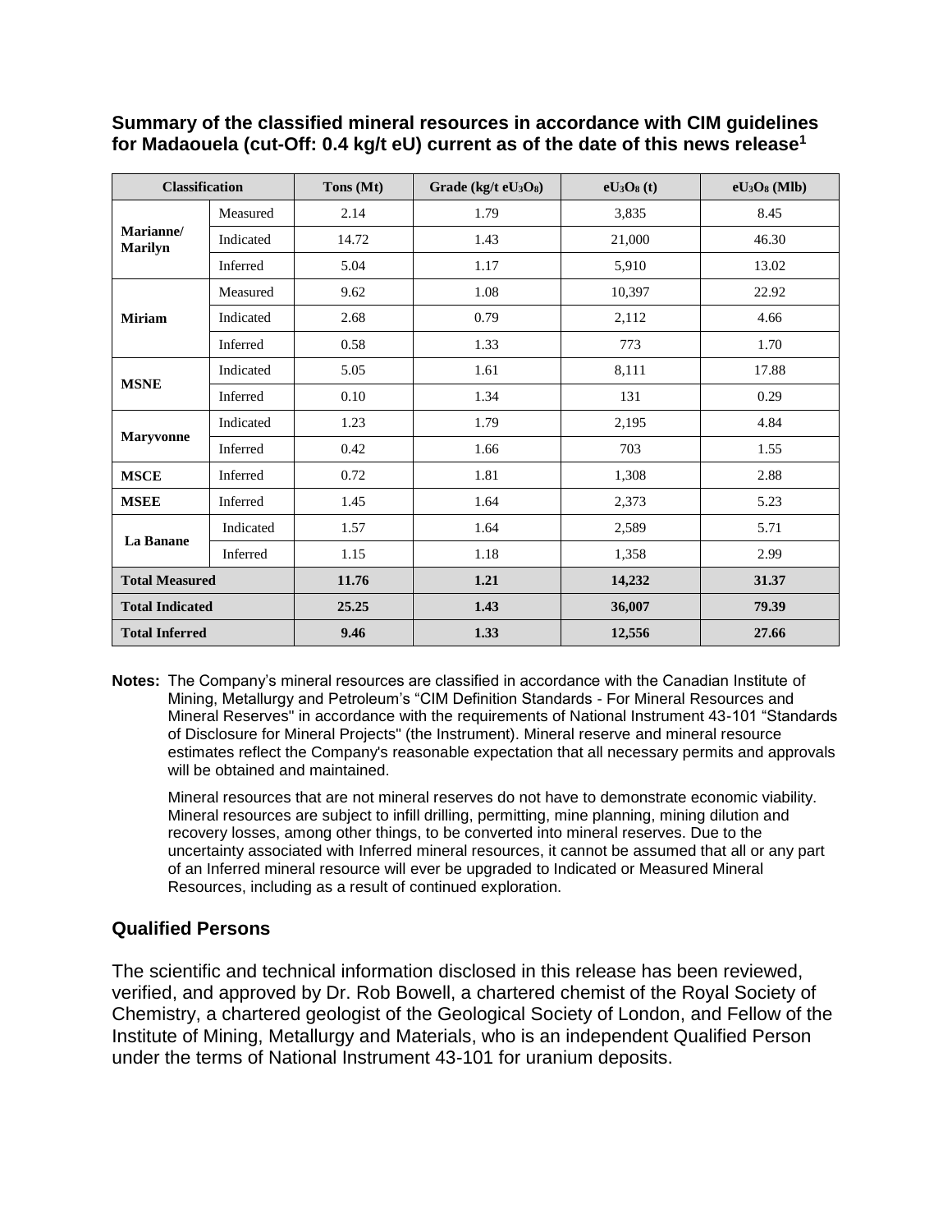**Summary of the classified mineral resources in accordance with CIM guidelines for Madaouela (cut-Off: 0.4 kg/t eU) current as of the date of this news release**[1]

| Classification | | Tons (Mt) | Grade (kg/t $eU_3O_8$) | $eU_3O_8$ (t) | $eU_3O_8$ (Mlb) |
|---|---|---|---|---|---|
| **Marianne/ Marilyn** | Measured | 2.14 | 1.79 | 3,835 | 8.45 |
| | Indicated | 14.72 | 1.43 | 21,000 | 46.30 |
| | Inferred | 5.04 | 1.17 | 5,910 | 13.02 |
| **Miriam** | Measured | 9.62 | 1.08 | 10,397 | 22.92 |
| | Indicated | 2.68 | 0.79 | 2,112 | 4.66 |
| | Inferred | 0.58 | 1.33 | 773 | 1.70 |
| **MSNE** | Indicated | 5.05 | 1.61 | 8,111 | 17.88 |
| | Inferred | 0.10 | 1.34 | 131 | 0.29 |
| **Maryvonne** | Indicated | 1.23 | 1.79 | 2,195 | 4.84 |
| | Inferred | 0.42 | 1.66 | 703 | 1.55 |
| **MSCE** | Inferred | 0.72 | 1.81 | 1,308 | 2.88 |
| **MSEE** | Inferred | 1.45 | 1.64 | 2,373 | 5.23 |
| **La Banane** | Indicated | 1.57 | 1.64 | 2,589 | 5.71 |
| | Inferred | 1.15 | 1.18 | 1,358 | 2.99 |
| **Total Measured** | | **11.76** | **1.21** | **14,232** | **31.37** |
| **Total Indicated** | | **25.25** | **1.43** | **36,007** | **79.39** |
| **Total Inferred** | | **9.46** | **1.33** | **12,556** | **27.66** |

**Notes:** The Company's mineral resources are classified in accordance with the Canadian Institute of Mining, Metallurgy and Petroleum's "CIM Definition Standards - For Mineral Resources and Mineral Reserves" in accordance with the requirements of National Instrument 43-101 "Standards of Disclosure for Mineral Projects" (the Instrument). Mineral reserve and mineral resource estimates reflect the Company's reasonable expectation that all necessary permits and approvals will be obtained and maintained.

Mineral resources that are not mineral reserves do not have to demonstrate economic viability. Mineral resources are subject to infill drilling, permitting, mine planning, mining dilution and recovery losses, among other things, to be converted into mineral reserves. Due to the uncertainty associated with Inferred mineral resources, it cannot be assumed that all or any part of an Inferred mineral resource will ever be upgraded to Indicated or Measured Mineral Resources, including as a result of continued exploration.

## Qualified Persons

The scientific and technical information disclosed in this release has been reviewed, verified, and approved by Dr. Rob Bowell, a chartered chemist of the Royal Society of Chemistry, a chartered geologist of the Geological Society of London, and Fellow of the Institute of Mining, Metallurgy and Materials, who is an independent Qualified Person under the terms of National Instrument 43-101 for uranium deposits.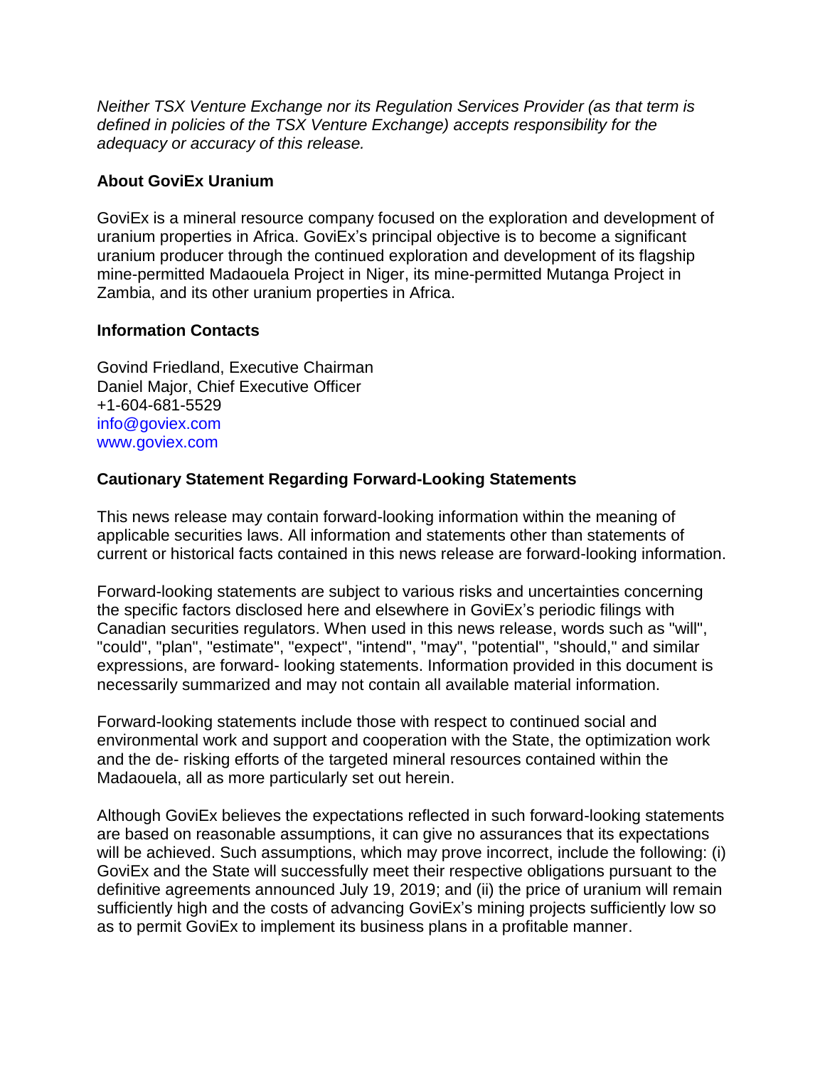*Neither TSX Venture Exchange nor its Regulation Services Provider (as that term is defined in policies of the TSX Venture Exchange) accepts responsibility for the adequacy or accuracy of this release.*

**About GoviEx Uranium**

GoviEx is a mineral resource company focused on the exploration and development of uranium properties in Africa. GoviEx's principal objective is to become a significant uranium producer through the continued exploration and development of its flagship mine-permitted Madaouela Project in Niger, its mine-permitted Mutanga Project in Zambia, and its other uranium properties in Africa.

**Information Contacts**

Govind Friedland, Executive Chairman
Daniel Major, Chief Executive Officer
+1-604-681-5529
info@goviex.com
www.goviex.com

**Cautionary Statement Regarding Forward-Looking Statements**

This news release may contain forward-looking information within the meaning of applicable securities laws. All information and statements other than statements of current or historical facts contained in this news release are forward-looking information.

Forward-looking statements are subject to various risks and uncertainties concerning the specific factors disclosed here and elsewhere in GoviEx's periodic filings with Canadian securities regulators. When used in this news release, words such as "will", "could", "plan", "estimate", "expect", "intend", "may", "potential", "should," and similar expressions, are forward- looking statements. Information provided in this document is necessarily summarized and may not contain all available material information.

Forward-looking statements include those with respect to continued social and environmental work and support and cooperation with the State, the optimization work and the de- risking efforts of the targeted mineral resources contained within the Madaouela, all as more particularly set out herein.

Although GoviEx believes the expectations reflected in such forward-looking statements are based on reasonable assumptions, it can give no assurances that its expectations will be achieved. Such assumptions, which may prove incorrect, include the following: (i) GoviEx and the State will successfully meet their respective obligations pursuant to the definitive agreements announced July 19, 2019; and (ii) the price of uranium will remain sufficiently high and the costs of advancing GoviEx's mining projects sufficiently low so as to permit GoviEx to implement its business plans in a profitable manner.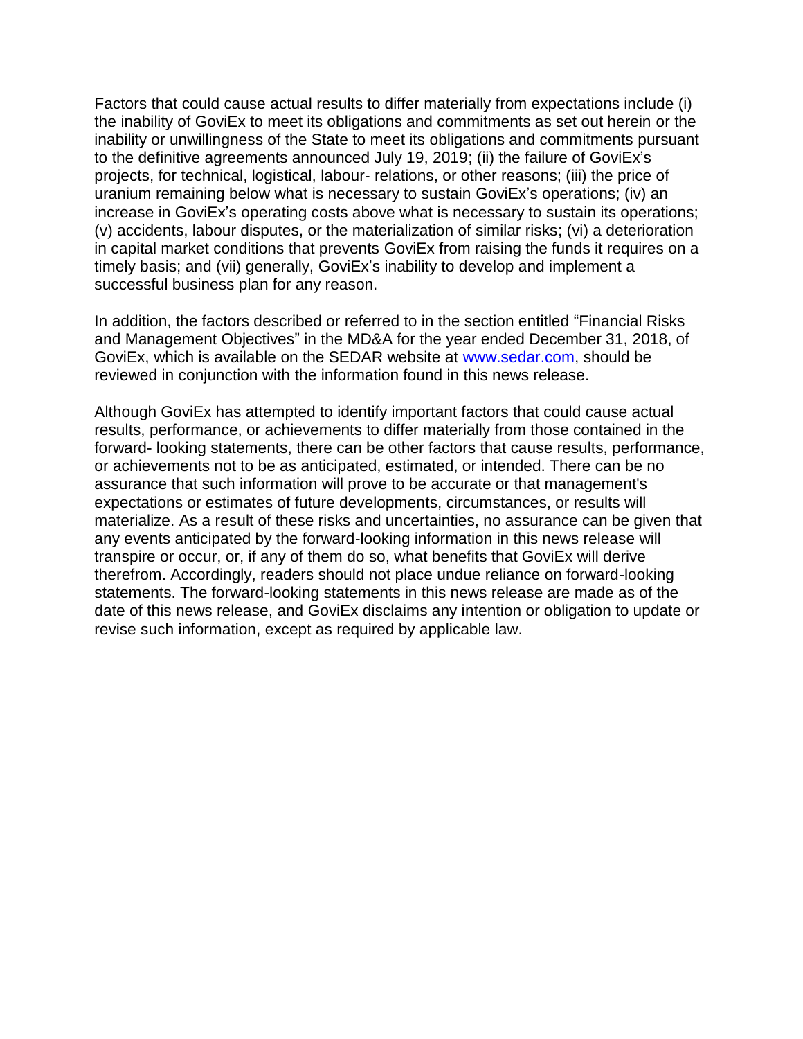Factors that could cause actual results to differ materially from expectations include (i) the inability of GoviEx to meet its obligations and commitments as set out herein or the inability or unwillingness of the State to meet its obligations and commitments pursuant to the definitive agreements announced July 19, 2019; (ii) the failure of GoviEx's projects, for technical, logistical, labour- relations, or other reasons; (iii) the price of uranium remaining below what is necessary to sustain GoviEx's operations; (iv) an increase in GoviEx's operating costs above what is necessary to sustain its operations; (v) accidents, labour disputes, or the materialization of similar risks; (vi) a deterioration in capital market conditions that prevents GoviEx from raising the funds it requires on a timely basis; and (vii) generally, GoviEx's inability to develop and implement a successful business plan for any reason.

In addition, the factors described or referred to in the section entitled "Financial Risks and Management Objectives" in the MD&A for the year ended December 31, 2018, of GoviEx, which is available on the SEDAR website at www.sedar.com, should be reviewed in conjunction with the information found in this news release.

Although GoviEx has attempted to identify important factors that could cause actual results, performance, or achievements to differ materially from those contained in the forward- looking statements, there can be other factors that cause results, performance, or achievements not to be as anticipated, estimated, or intended. There can be no assurance that such information will prove to be accurate or that management's expectations or estimates of future developments, circumstances, or results will materialize. As a result of these risks and uncertainties, no assurance can be given that any events anticipated by the forward-looking information in this news release will transpire or occur, or, if any of them do so, what benefits that GoviEx will derive therefrom. Accordingly, readers should not place undue reliance on forward-looking statements. The forward-looking statements in this news release are made as of the date of this news release, and GoviEx disclaims any intention or obligation to update or revise such information, except as required by applicable law.